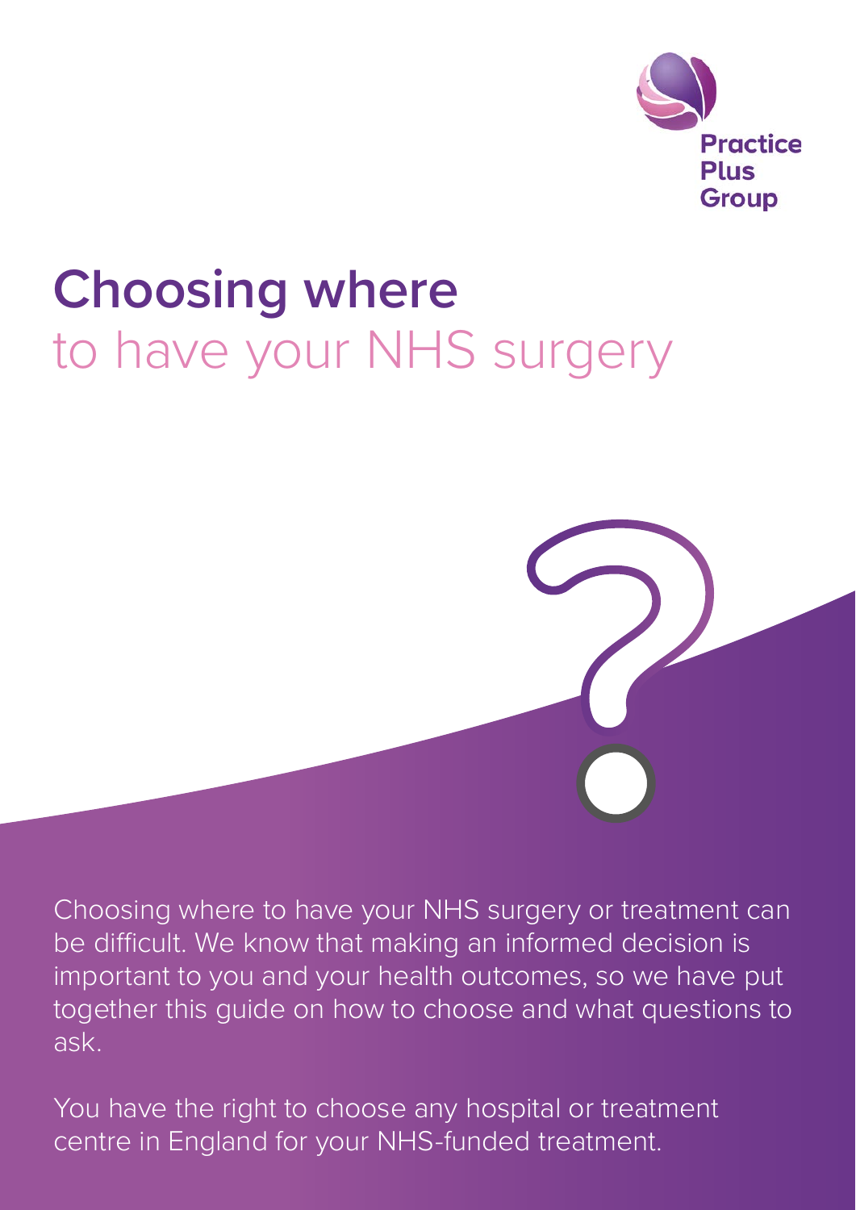Practice Plus Group

# Choosing where to have your NHS surgery

Choosing where to have your NHS surgery or treatment can be difficult. We know that making an informed decision is important to you and your health outcomes, so we have put together this guide on how to choose and what questions to ask.

You have the right to choose any hospital or treatment centre in England for your NHS-funded treatment.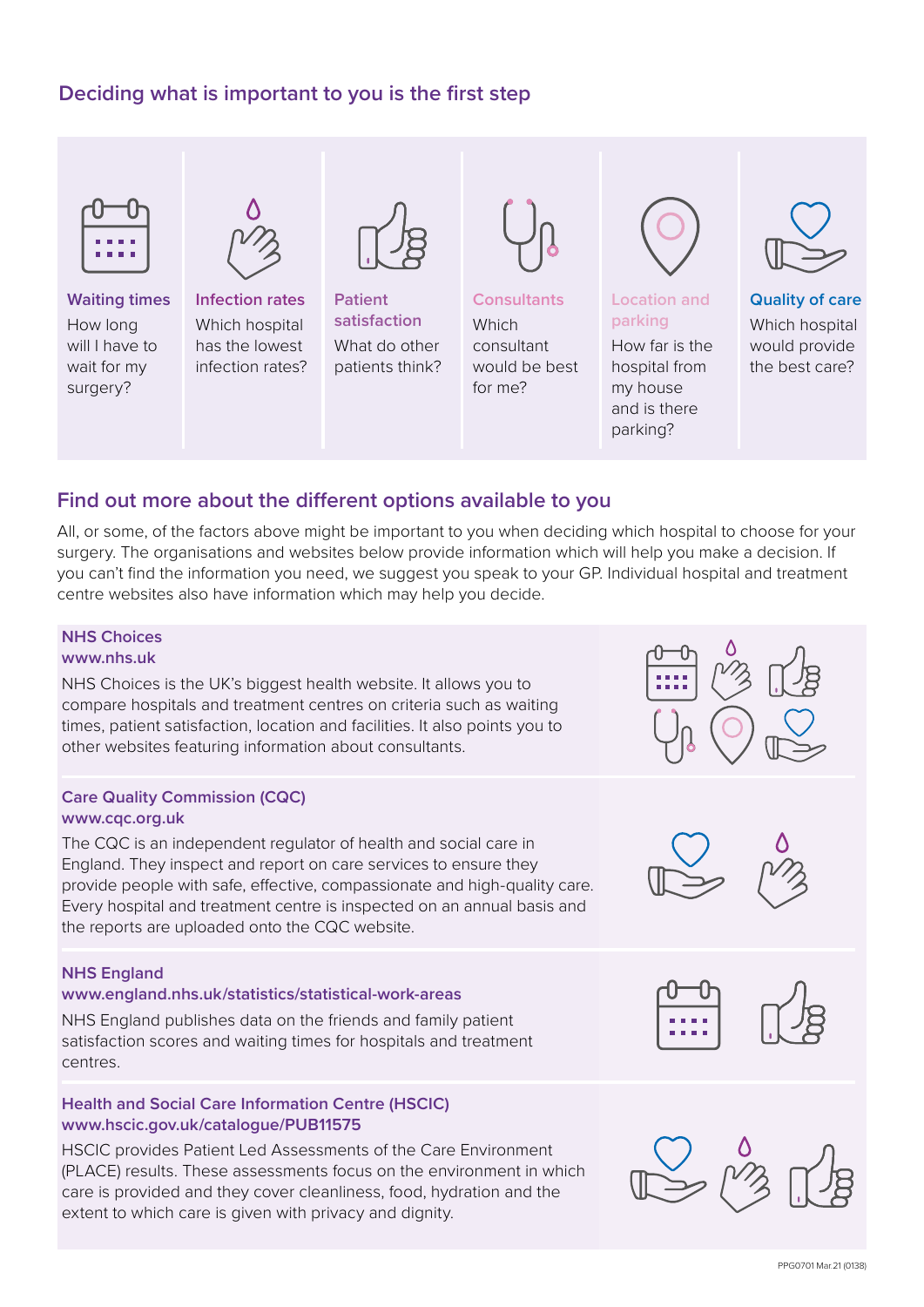## Deciding what is important to you is the first step

**Waiting times**
How long will I have to wait for my surgery?

**Infection rates**
Which hospital has the lowest infection rates?

**Patient satisfaction**
What do other patients think?

**Consultants**
Which consultant would be best for me?

**Location and parking**
How far is the hospital from my house and is there parking?

**Quality of care**
Which hospital would provide the best care?

## Find out more about the different options available to you

All, or some, of the factors above might be important to you when deciding which hospital to choose for your surgery. The organisations and websites below provide information which will help you make a decision. If you can't find the information you need, we suggest you speak to your GP. Individual hospital and treatment centre websites also have information which may help you decide.

**NHS Choices**
**www.nhs.uk**

NHS Choices is the UK's biggest health website. It allows you to compare hospitals and treatment centres on criteria such as waiting times, patient satisfaction, location and facilities. It also points you to other websites featuring information about consultants.

**Care Quality Commission (CQC)**
**www.cqc.org.uk**

The CQC is an independent regulator of health and social care in England. They inspect and report on care services to ensure they provide people with safe, effective, compassionate and high-quality care. Every hospital and treatment centre is inspected on an annual basis and the reports are uploaded onto the CQC website.

**NHS England**
**www.england.nhs.uk/statistics/statistical-work-areas**

NHS England publishes data on the friends and family patient satisfaction scores and waiting times for hospitals and treatment centres.

**Health and Social Care Information Centre (HSCIC)**
**www.hscic.gov.uk/catalogue/PUB11575**

HSCIC provides Patient Led Assessments of the Care Environment (PLACE) results. These assessments focus on the environment in which care is provided and they cover cleanliness, food, hydration and the extent to which care is given with privacy and dignity.

PPG0701 Mar 21 (0138)